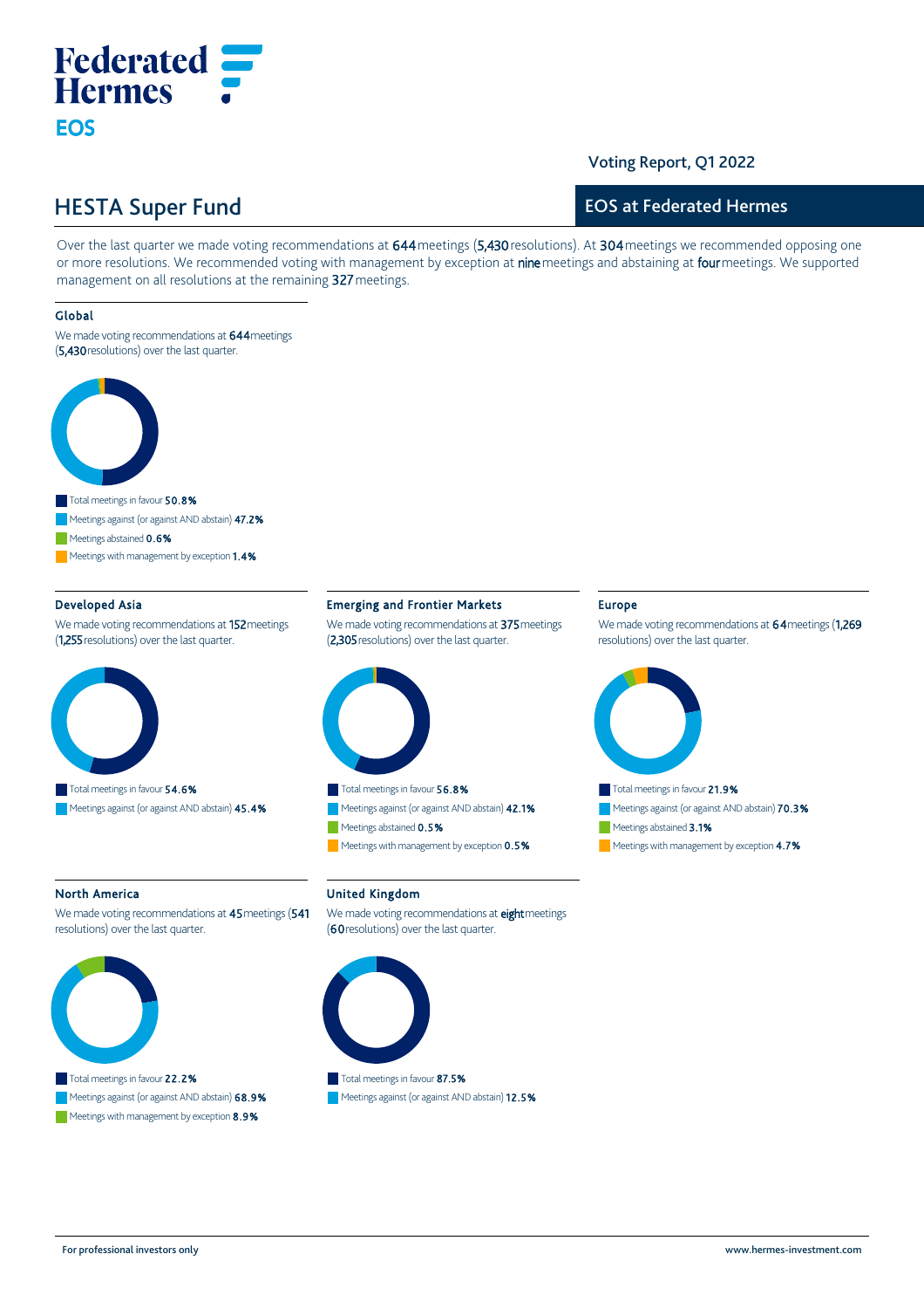Federated Hermes

EOS

Voting Report, Q1 2022

# HESTA Super Fund

## EOS at Federated Hermes

Over the last quarter we made voting recommendations at 644 meetings (5,430 resolutions). At 304 meetings we recommended opposing one or more resolutions. We recommended voting with management by exception at nine meetings and abstaining at four meetings. We supported management on all resolutions at the remaining 327 meetings.

### Global

We made voting recommendations at 644 meetings (5,430 resolutions) over the last quarter.

- Total meetings in favour **50.8%**
- Meetings against (or against AND abstain) **47.2%**
- Meetings abstained **0.6%**
- Meetings with management by exception **1.4%**

### Developed Asia

We made voting recommendations at 152 meetings (1,255 resolutions) over the last quarter.

- Total meetings in favour **54.6%**
- Meetings against (or against AND abstain) **45.4%**

### Emerging and Frontier Markets

We made voting recommendations at 375 meetings (2,305 resolutions) over the last quarter.

- Total meetings in favour **56.8%**
- Meetings against (or against AND abstain) **42.1%**
- Meetings abstained **0.5%**
- Meetings with management by exception **0.5%**

### Europe

We made voting recommendations at 64 meetings (1,269 resolutions) over the last quarter.

- Total meetings in favour **21.9%**
- Meetings against (or against AND abstain) **70.3%**
- Meetings abstained **3.1%**
- Meetings with management by exception **4.7%**

### North America

We made voting recommendations at 45 meetings (541 resolutions) over the last quarter.

- Total meetings in favour **22.2%**
- Meetings against (or against AND abstain) **68.9%**
- Meetings with management by exception **8.9%**

### United Kingdom

We made voting recommendations at eight meetings (60 resolutions) over the last quarter.

- Total meetings in favour **87.5%**
- Meetings against (or against AND abstain) **12.5%**

For professional investors only

www.hermes-investment.com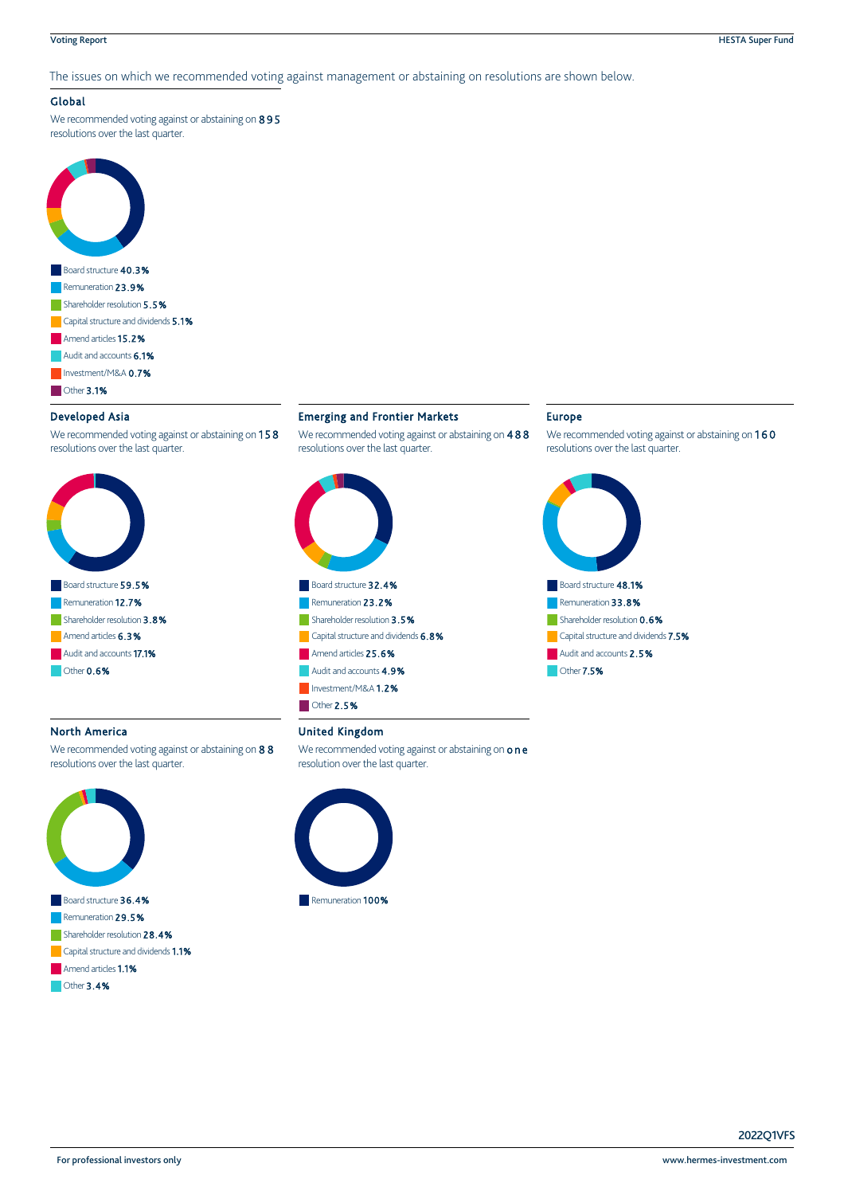The issues on which we recommended voting against management or abstaining on resolutions are shown below.

## Global

We recommended voting against or abstaining on **895** resolutions over the last quarter.

Board structure **40.3%**
Remuneration **23.9%**
Shareholder resolution **5.5%**
Capital structure and dividends **5.1%**
Amend articles **15.2%**
Audit and accounts **6.1%**
Investment/M&A **0.7%**
Other **3.1%**

## Developed Asia

We recommended voting against or abstaining on **158** resolutions over the last quarter.

Board structure **59.5%**
Remuneration **12.7%**
Shareholder resolution **3.8%**
Amend articles **6.3%**
Audit and accounts **17.1%**
Other **0.6%**

## Emerging and Frontier Markets

We recommended voting against or abstaining on **488** resolutions over the last quarter.

Board structure **32.4%**
Remuneration **23.2%**
Shareholder resolution **3.5%**
Capital structure and dividends **6.8%**
Amend articles **25.6%**
Audit and accounts **4.9%**
Investment/M&A **1.2%**
Other **2.5%**

## Europe

We recommended voting against or abstaining on **160** resolutions over the last quarter.

Board structure **48.1%**
Remuneration **33.8%**
Shareholder resolution **0.6%**
Capital structure and dividends **7.5%**
Audit and accounts **2.5%**
Other **7.5%**

## North America

We recommended voting against or abstaining on **88** resolutions over the last quarter.

Board structure **36.4%**
Remuneration **29.5%**
Shareholder resolution **28.4%**
Capital structure and dividends **1.1%**
Amend articles **1.1%**
Other **3.4%**

## United Kingdom

We recommended voting against or abstaining on **one** resolution over the last quarter.

Remuneration **100%**

2022Q1VFS